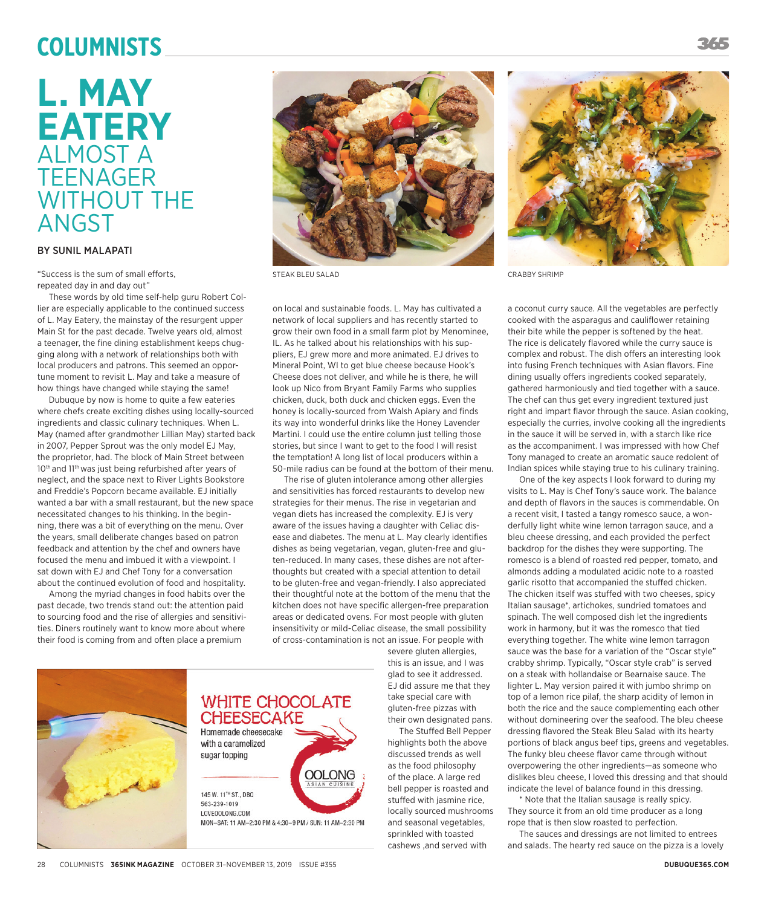# L. MAY EATERY

## ALMOST A TEENAGER WITHOUT THE ANGST

BY SUNIL MALAPATI

"Success is the sum of small efforts, repeated day in and day out"

These words by old time self-help guru Robert Collier are especially applicable to the continued success of L. May Eatery, the mainstay of the resurgent upper Main St for the past decade. Twelve years old, almost a teenager, the fine dining establishment keeps chugging along with a network of relationships both with local producers and patrons. This seemed an opportune moment to revisit L. May and take a measure of how things have changed while staying the same!

Dubuque by now is home to quite a few eateries where chefs create exciting dishes using locally-sourced ingredients and classic culinary techniques. When L. May (named after grandmother Lillian May) started back in 2007, Pepper Sprout was the only model EJ May, the proprietor, had. The block of Main Street between 10th and 11th was just being refurbished after years of neglect, and the space next to River Lights Bookstore and Freddie's Popcorn became available. EJ initially wanted a bar with a small restaurant, but the new space necessitated changes to his thinking. In the beginning, there was a bit of everything on the menu. Over the years, small deliberate changes based on patron feedback and attention by the chef and owners have focused the menu and imbued it with a viewpoint. I sat down with EJ and Chef Tony for a conversation about the continued evolution of food and hospitality.

Among the myriad changes in food habits over the past decade, two trends stand out: the attention paid to sourcing food and the rise of allergies and sensitivities. Diners routinely want to know more about where their food is coming from and often place a premium on local and sustainable foods. L. May has cultivated a network of local suppliers and has recently started to grow their own food in a small farm plot by Menominee, IL. As he talked about his relationships with his suppliers, EJ grew more and more animated. EJ drives to Mineral Point, WI to get blue cheese because Hook's Cheese does not deliver, and while he is there, he will look up Nico from Bryant Family Farms who supplies chicken, duck, both duck and chicken eggs. Even the honey is locally-sourced from Walsh Apiary and finds its way into wonderful drinks like the Honey Lavender Martini. I could use the entire column just telling those stories, but since I want to get to the food I will resist the temptation! A long list of local producers within a 50-mile radius can be found at the bottom of their menu.

The rise of gluten intolerance among other allergies and sensitivities has forced restaurants to develop new strategies for their menus. The rise in vegetarian and vegan diets has increased the complexity. EJ is very aware of the issues having a daughter with Celiac disease and diabetes. The menu at L. May clearly identifies dishes as being vegetarian, vegan, gluten-free and gluten-reduced. In many cases, these dishes are not afterthoughts but created with a special attention to detail to be gluten-free and vegan-friendly. I also appreciated their thoughtful note at the bottom of the menu that the kitchen does not have specific allergen-free preparation areas or dedicated ovens. For most people with gluten insensitivity or mild-Celiac disease, the small possibility of cross-contamination is not an issue. For people with severe gluten allergies, this is an issue, and I was glad to see it addressed. EJ did assure me that they take special care with gluten-free pizzas with their own designated pans.

The Stuffed Bell Pepper highlights both the above discussed trends as well as the food philosophy of the place. A large red bell pepper is roasted and stuffed with jasmine rice, locally sourced mushrooms and seasonal vegetables, sprinkled with toasted cashews ,and served with a coconut curry sauce. All the vegetables are perfectly cooked with the asparagus and cauliflower retaining their bite while the pepper is softened by the heat. The rice is delicately flavored while the curry sauce is complex and robust. The dish offers an interesting look into fusing French techniques with Asian flavors. Fine dining usually offers ingredients cooked separately, gathered harmoniously and tied together with a sauce. The chef can thus get every ingredient textured just right and impart flavor through the sauce. Asian cooking, especially the curries, involve cooking all the ingredients in the sauce it will be served in, with a starch like rice as the accompaniment. I was impressed with how Chef Tony managed to create an aromatic sauce redolent of Indian spices while staying true to his culinary training.

One of the key aspects I look forward to during my visits to L. May is Chef Tony's sauce work. The balance and depth of flavors in the sauces is commendable. On a recent visit, I tasted a tangy romesco sauce, a wonderfully light white wine lemon tarragon sauce, and a bleu cheese dressing, and each provided the perfect backdrop for the dishes they were supporting. The romesco is a blend of roasted red pepper, tomato, and almonds adding a modulated acidic note to a roasted garlic risotto that accompanied the stuffed chicken. The chicken itself was stuffed with two cheeses, spicy Italian sausage*, artichokes, sundried tomatoes and spinach. The well composed dish let the ingredients work in harmony, but it was the romesco that tied everything together. The white wine lemon tarragon sauce was the base for a variation of the "Oscar style" crabby shrimp. Typically, "Oscar style crab" is served on a steak with hollandaise or Bearnaise sauce. The lighter L. May version paired it with jumbo shrimp on top of a lemon rice pilaf, the sharp acidity of lemon in both the rice and the sauce complementing each other without domineering over the seafood. The bleu cheese dressing flavored the Steak Bleu Salad with its hearty portions of black angus beef tips, greens and vegetables. The funky bleu cheese flavor came through without overpowering the other ingredients—as someone who dislikes bleu cheese, I loved this dressing and that should indicate the level of balance found in this dressing.

\* Note that the Italian sausage is really spicy. They source it from an old time producer as a long rope that is then slow roasted to perfection.

The sauces and dressings are not limited to entrees and salads. The hearty red sauce on the pizza is a lovely

STEAK BLEU SALAD

CRABBY SHRIMP

WHITE CHOCOLATE CHEESECAKE

Homemade cheesecake with a caramelized sugar topping

OOLONG ASIAN CUISINE

145 W. 11TH ST., DBQ
563-239-1019
LOVEOOLONG.COM
MON–SAT: 11 AM–2:30 PM & 4:30–9 PM / SUN: 11 AM–2:30 PM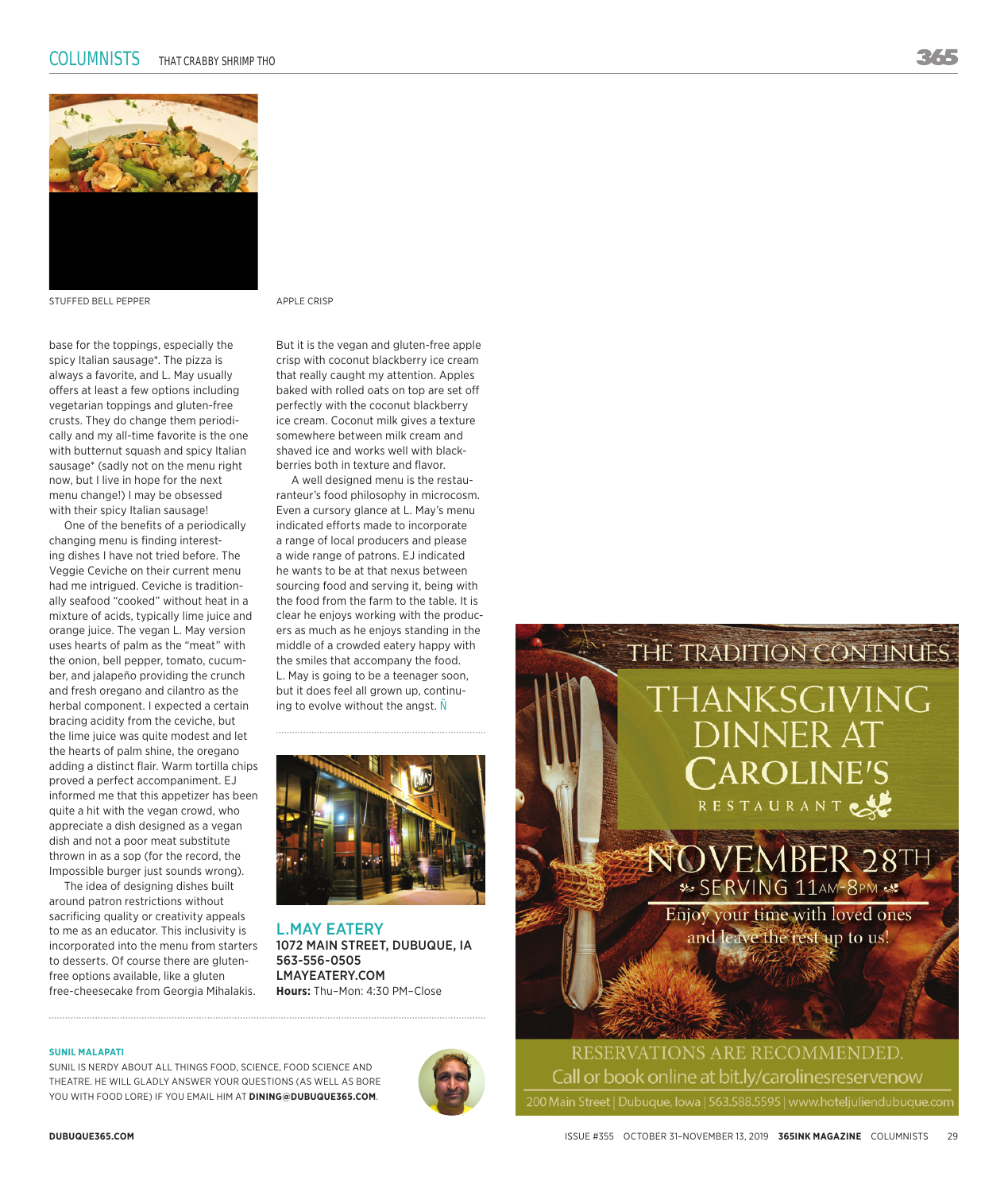STUFFED BELL PEPPER

APPLE CRISP

base for the toppings, especially the spicy Italian sausage*. The pizza is always a favorite, and L. May usually offers at least a few options including vegetarian toppings and gluten-free crusts. They do change them periodically and my all-time favorite is the one with butternut squash and spicy Italian sausage* (sadly not on the menu right now, but I live in hope for the next menu change!) I may be obsessed with their spicy Italian sausage!

One of the benefits of a periodically changing menu is finding interesting dishes I have not tried before. The Veggie Ceviche on their current menu had me intrigued. Ceviche is traditionally seafood "cooked" without heat in a mixture of acids, typically lime juice and orange juice. The vegan L. May version uses hearts of palm as the "meat" with the onion, bell pepper, tomato, cucumber, and jalapeño providing the crunch and fresh oregano and cilantro as the herbal component. I expected a certain bracing acidity from the ceviche, but the lime juice was quite modest and let the hearts of palm shine, the oregano adding a distinct flair. Warm tortilla chips proved a perfect accompaniment. EJ informed me that this appetizer has been quite a hit with the vegan crowd, who appreciate a dish designed as a vegan dish and not a poor meat substitute thrown in as a sop (for the record, the Impossible burger just sounds wrong).

The idea of designing dishes built around patron restrictions without sacrificing quality or creativity appeals to me as an educator. This inclusivity is incorporated into the menu from starters to desserts. Of course there are gluten-free options available, like a gluten free-cheesecake from Georgia Mihalakis.

But it is the vegan and gluten-free apple crisp with coconut blackberry ice cream that really caught my attention. Apples baked with rolled oats on top are set off perfectly with the coconut blackberry ice cream. Coconut milk gives a texture somewhere between milk cream and shaved ice and works well with blackberries both in texture and flavor.

A well designed menu is the restauranteur's food philosophy in microcosm. Even a cursory glance at L. May's menu indicated efforts made to incorporate a range of local producers and please a wide range of patrons. EJ indicated he wants to be at that nexus between sourcing food and serving it, being with the food from the farm to the table. It is clear he enjoys working with the producers as much as he enjoys standing in the middle of a crowded eatery happy with the smiles that accompany the food. L. May is going to be a teenager soon, but it does feel all grown up, continuing to evolve without the angst. Ñ

## L.MAY EATERY

**1072 MAIN STREET, DUBUQUE, IA**
**563-556-0505**
**LMAYEATERY.COM**
**Hours:** Thu–Mon: 4:30 PM–Close

**SUNIL MALAPATI**

SUNIL IS NERDY ABOUT ALL THINGS FOOD, SCIENCE, FOOD SCIENCE AND THEATRE. HE WILL GLADLY ANSWER YOUR QUESTIONS (AS WELL AS BORE YOU WITH FOOD LORE) IF YOU EMAIL HIM AT **DINING@DUBUQUE365.COM**.

THE TRADITION CONTINUES

THANKSGIVING DINNER AT CAROLINE'S RESTAURANT

NOVEMBER 28TH
SERVING 11AM-8PM

Enjoy your time with loved ones and leave the rest up to us!

RESERVATIONS ARE RECOMMENDED.
Call or book online at bit.ly/carolinesreservenow
200 Main Street | Dubuque, Iowa | 563.588.5595 | www.hoteljuliendubuque.com